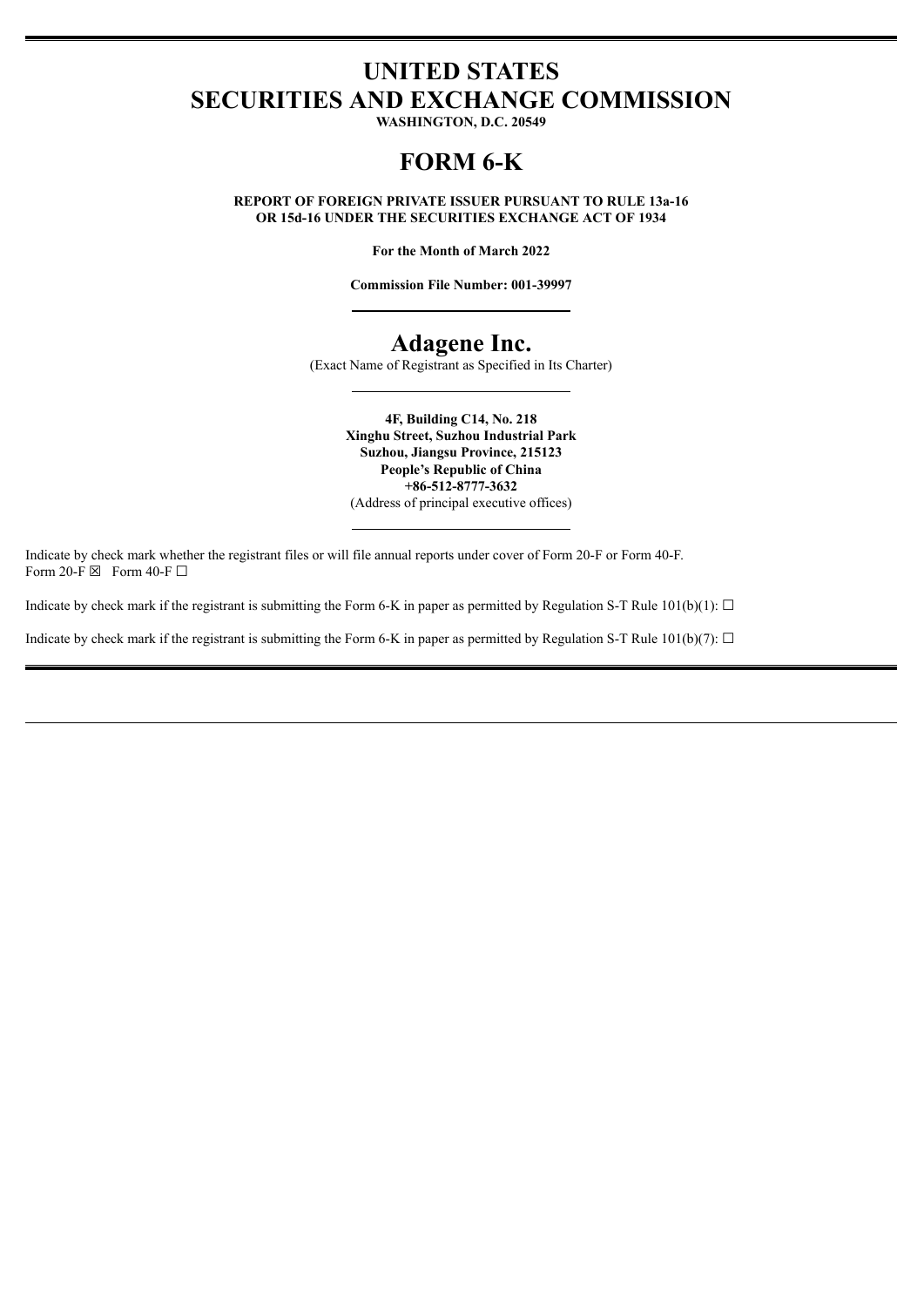# UNITED STATES
# SECURITIES AND EXCHANGE COMMISSION

**WASHINGTON, D.C. 20549**

# FORM 6-K

**REPORT OF FOREIGN PRIVATE ISSUER PURSUANT TO RULE 13a-16 OR 15d-16 UNDER THE SECURITIES EXCHANGE ACT OF 1934**

**For the Month of March 2022**

**Commission File Number: 001-39997**

# Adagene Inc.

(Exact Name of Registrant as Specified in Its Charter)

**4F, Building C14, No. 218**
**Xinghu Street, Suzhou Industrial Park**
**Suzhou, Jiangsu Province, 215123**
**People's Republic of China**
**+86-512-8777-3632**
(Address of principal executive offices)

Indicate by check mark whether the registrant files or will file annual reports under cover of Form 20-F or Form 40-F.
Form 20-F ☒ Form 40-F ☐

Indicate by check mark if the registrant is submitting the Form 6-K in paper as permitted by Regulation S-T Rule 101(b)(1): ☐

Indicate by check mark if the registrant is submitting the Form 6-K in paper as permitted by Regulation S-T Rule 101(b)(7): ☐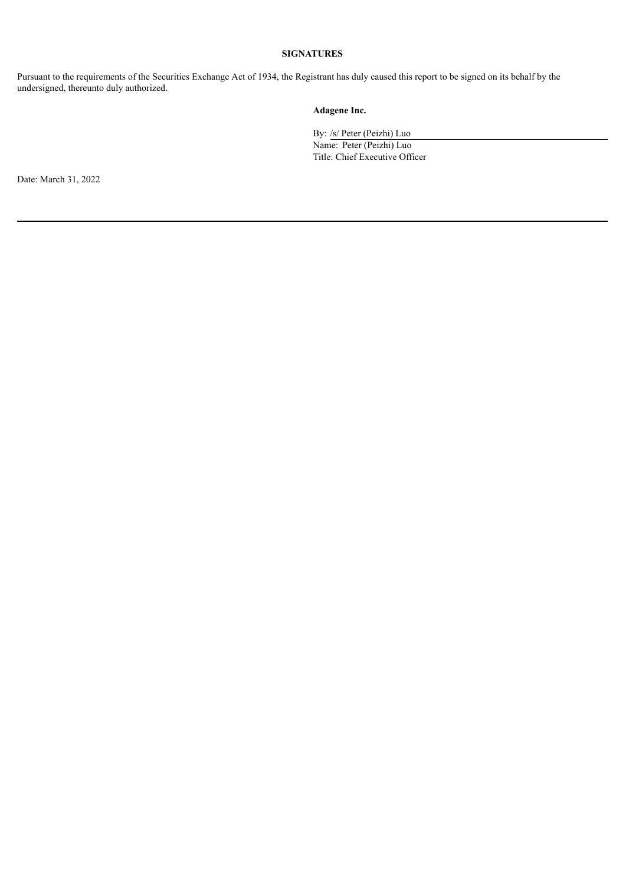**SIGNATURES**

Pursuant to the requirements of the Securities Exchange Act of 1934, the Registrant has duly caused this report to be signed on its behalf by the undersigned, thereunto duly authorized.

**Adagene Inc.**

By: /s/ Peter (Peizhi) Luo
Name: Peter (Peizhi) Luo
Title: Chief Executive Officer

Date: March 31, 2022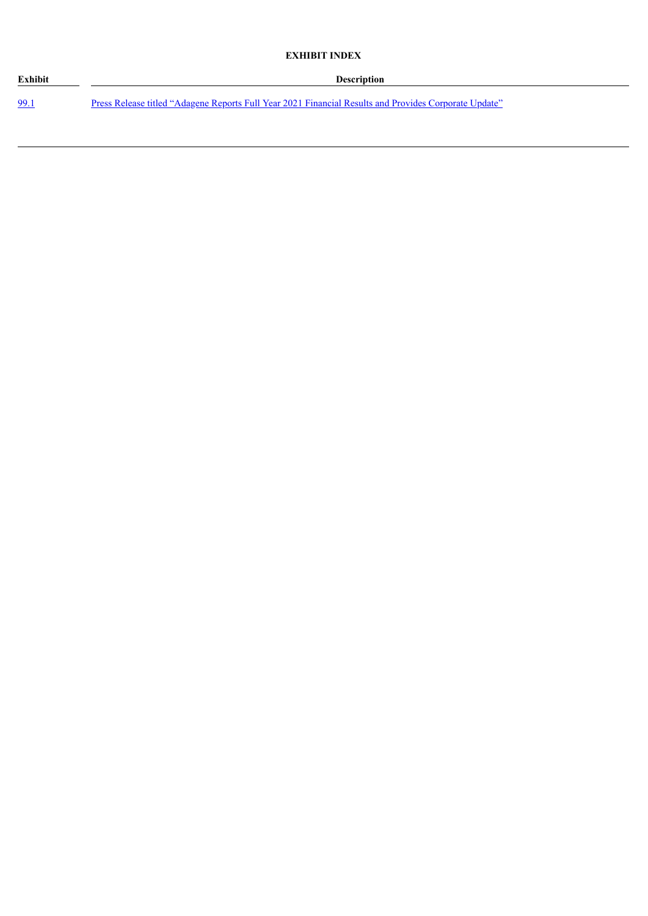**EXHIBIT INDEX**

| Exhibit | Description |
| --- | --- |
| 99.1 | Press Release titled "Adagene Reports Full Year 2021 Financial Results and Provides Corporate Update" |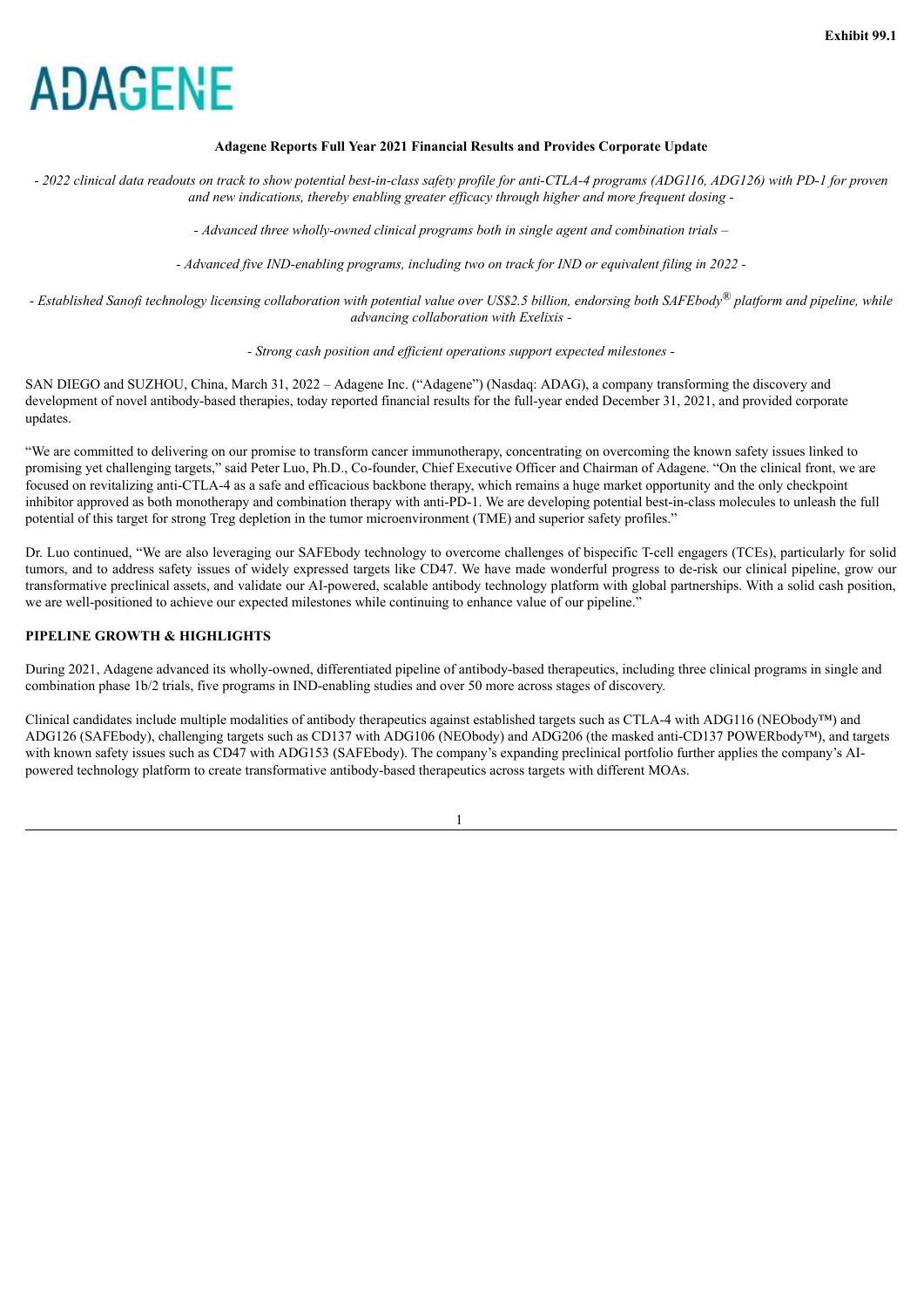Exhibit 99.1

ADAGENE

**Adagene Reports Full Year 2021 Financial Results and Provides Corporate Update**

*- 2022 clinical data readouts on track to show potential best-in-class safety profile for anti-CTLA-4 programs (ADG116, ADG126) with PD-1 for proven and new indications, thereby enabling greater efficacy through higher and more frequent dosing -*

*- Advanced three wholly-owned clinical programs both in single agent and combination trials –*

*- Advanced five IND-enabling programs, including two on track for IND or equivalent filing in 2022 -*

*- Established Sanofi technology licensing collaboration with potential value over US$2.5 billion, endorsing both SAFEbody® platform and pipeline, while advancing collaboration with Exelixis -*

*- Strong cash position and efficient operations support expected milestones -*

SAN DIEGO and SUZHOU, China, March 31, 2022 – Adagene Inc. ("Adagene") (Nasdaq: ADAG), a company transforming the discovery and development of novel antibody-based therapies, today reported financial results for the full-year ended December 31, 2021, and provided corporate updates.

"We are committed to delivering on our promise to transform cancer immunotherapy, concentrating on overcoming the known safety issues linked to promising yet challenging targets," said Peter Luo, Ph.D., Co-founder, Chief Executive Officer and Chairman of Adagene. "On the clinical front, we are focused on revitalizing anti-CTLA-4 as a safe and efficacious backbone therapy, which remains a huge market opportunity and the only checkpoint inhibitor approved as both monotherapy and combination therapy with anti-PD-1. We are developing potential best-in-class molecules to unleash the full potential of this target for strong Treg depletion in the tumor microenvironment (TME) and superior safety profiles."

Dr. Luo continued, "We are also leveraging our SAFEbody technology to overcome challenges of bispecific T-cell engagers (TCEs), particularly for solid tumors, and to address safety issues of widely expressed targets like CD47. We have made wonderful progress to de-risk our clinical pipeline, grow our transformative preclinical assets, and validate our AI-powered, scalable antibody technology platform with global partnerships. With a solid cash position, we are well-positioned to achieve our expected milestones while continuing to enhance value of our pipeline."

## PIPELINE GROWTH & HIGHLIGHTS

During 2021, Adagene advanced its wholly-owned, differentiated pipeline of antibody-based therapeutics, including three clinical programs in single and combination phase 1b/2 trials, five programs in IND-enabling studies and over 50 more across stages of discovery.

Clinical candidates include multiple modalities of antibody therapeutics against established targets such as CTLA-4 with ADG116 (NEObody™) and ADG126 (SAFEbody), challenging targets such as CD137 with ADG106 (NEObody) and ADG206 (the masked anti-CD137 POWERbody™), and targets with known safety issues such as CD47 with ADG153 (SAFEbody). The company's expanding preclinical portfolio further applies the company's AI-powered technology platform to create transformative antibody-based therapeutics across targets with different MOAs.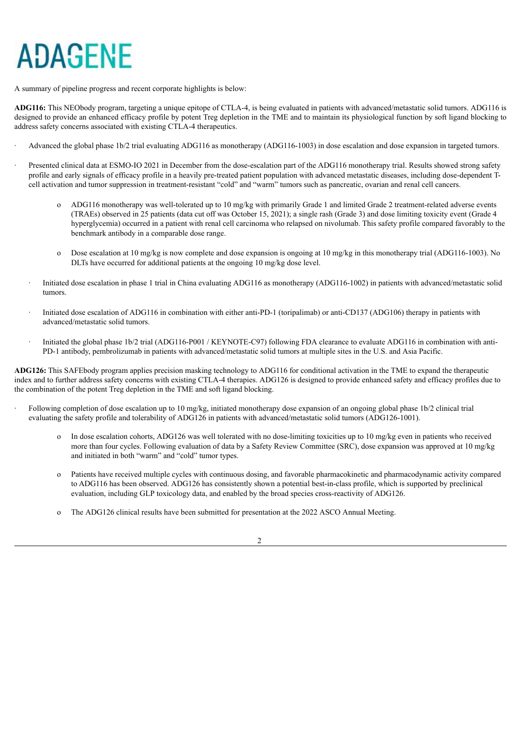A summary of pipeline progress and recent corporate highlights is below:

**ADG116:** This NEObody program, targeting a unique epitope of CTLA-4, is being evaluated in patients with advanced/metastatic solid tumors. ADG116 is designed to provide an enhanced efficacy profile by potent Treg depletion in the TME and to maintain its physiological function by soft ligand blocking to address safety concerns associated with existing CTLA-4 therapeutics.

- Advanced the global phase 1b/2 trial evaluating ADG116 as monotherapy (ADG116-1003) in dose escalation and dose expansion in targeted tumors.
- Presented clinical data at ESMO-IO 2021 in December from the dose-escalation part of the ADG116 monotherapy trial. Results showed strong safety profile and early signals of efficacy profile in a heavily pre-treated patient population with advanced metastatic diseases, including dose-dependent T-cell activation and tumor suppression in treatment-resistant "cold" and "warm" tumors such as pancreatic, ovarian and renal cell cancers.
  - ADG116 monotherapy was well-tolerated up to 10 mg/kg with primarily Grade 1 and limited Grade 2 treatment-related adverse events (TRAEs) observed in 25 patients (data cut off was October 15, 2021); a single rash (Grade 3) and dose limiting toxicity event (Grade 4 hyperglycemia) occurred in a patient with renal cell carcinoma who relapsed on nivolumab. This safety profile compared favorably to the benchmark antibody in a comparable dose range.
  - Dose escalation at 10 mg/kg is now complete and dose expansion is ongoing at 10 mg/kg in this monotherapy trial (ADG116-1003). No DLTs have occurred for additional patients at the ongoing 10 mg/kg dose level.
- Initiated dose escalation in phase 1 trial in China evaluating ADG116 as monotherapy (ADG116-1002) in patients with advanced/metastatic solid tumors.
- Initiated dose escalation of ADG116 in combination with either anti-PD-1 (toripalimab) or anti-CD137 (ADG106) therapy in patients with advanced/metastatic solid tumors.
- Initiated the global phase 1b/2 trial (ADG116-P001 / KEYNOTE-C97) following FDA clearance to evaluate ADG116 in combination with anti-PD-1 antibody, pembrolizumab in patients with advanced/metastatic solid tumors at multiple sites in the U.S. and Asia Pacific.

**ADG126:** This SAFEbody program applies precision masking technology to ADG116 for conditional activation in the TME to expand the therapeutic index and to further address safety concerns with existing CTLA-4 therapies. ADG126 is designed to provide enhanced safety and efficacy profiles due to the combination of the potent Treg depletion in the TME and soft ligand blocking.

- Following completion of dose escalation up to 10 mg/kg, initiated monotherapy dose expansion of an ongoing global phase 1b/2 clinical trial evaluating the safety profile and tolerability of ADG126 in patients with advanced/metastatic solid tumors (ADG126-1001).
  - In dose escalation cohorts, ADG126 was well tolerated with no dose-limiting toxicities up to 10 mg/kg even in patients who received more than four cycles. Following evaluation of data by a Safety Review Committee (SRC), dose expansion was approved at 10 mg/kg and initiated in both "warm" and "cold" tumor types.
  - Patients have received multiple cycles with continuous dosing, and favorable pharmacokinetic and pharmacodynamic activity compared to ADG116 has been observed. ADG126 has consistently shown a potential best-in-class profile, which is supported by preclinical evaluation, including GLP toxicology data, and enabled by the broad species cross-reactivity of ADG126.
  - The ADG126 clinical results have been submitted for presentation at the 2022 ASCO Annual Meeting.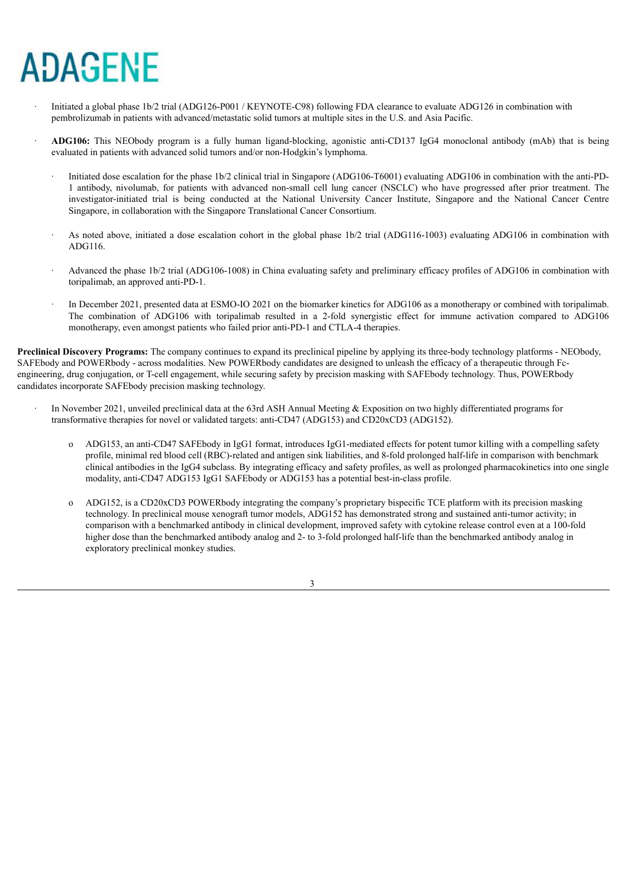- Initiated a global phase 1b/2 trial (ADG126-P001 / KEYNOTE-C98) following FDA clearance to evaluate ADG126 in combination with pembrolizumab in patients with advanced/metastatic solid tumors at multiple sites in the U.S. and Asia Pacific.

- **ADG106:** This NEObody program is a fully human ligand-blocking, agonistic anti-CD137 IgG4 monoclonal antibody (mAb) that is being evaluated in patients with advanced solid tumors and/or non-Hodgkin's lymphoma.

  - Initiated dose escalation for the phase 1b/2 clinical trial in Singapore (ADG106-T6001) evaluating ADG106 in combination with the anti-PD-1 antibody, nivolumab, for patients with advanced non-small cell lung cancer (NSCLC) who have progressed after prior treatment. The investigator-initiated trial is being conducted at the National University Cancer Institute, Singapore and the National Cancer Centre Singapore, in collaboration with the Singapore Translational Cancer Consortium.

  - As noted above, initiated a dose escalation cohort in the global phase 1b/2 trial (ADG116-1003) evaluating ADG106 in combination with ADG116.

  - Advanced the phase 1b/2 trial (ADG106-1008) in China evaluating safety and preliminary efficacy profiles of ADG106 in combination with toripalimab, an approved anti-PD-1.

  - In December 2021, presented data at ESMO-IO 2021 on the biomarker kinetics for ADG106 as a monotherapy or combined with toripalimab. The combination of ADG106 with toripalimab resulted in a 2-fold synergistic effect for immune activation compared to ADG106 monotherapy, even amongst patients who failed prior anti-PD-1 and CTLA-4 therapies.

**Preclinical Discovery Programs:** The company continues to expand its preclinical pipeline by applying its three-body technology platforms - NEObody, SAFEbody and POWERbody - across modalities. New POWERbody candidates are designed to unleash the efficacy of a therapeutic through Fc-engineering, drug conjugation, or T-cell engagement, while securing safety by precision masking with SAFEbody technology. Thus, POWERbody candidates incorporate SAFEbody precision masking technology.

- In November 2021, unveiled preclinical data at the 63rd ASH Annual Meeting & Exposition on two highly differentiated programs for transformative therapies for novel or validated targets: anti-CD47 (ADG153) and CD20xCD3 (ADG152).

  - ADG153, an anti-CD47 SAFEbody in IgG1 format, introduces IgG1-mediated effects for potent tumor killing with a compelling safety profile, minimal red blood cell (RBC)-related and antigen sink liabilities, and 8-fold prolonged half-life in comparison with benchmark clinical antibodies in the IgG4 subclass. By integrating efficacy and safety profiles, as well as prolonged pharmacokinetics into one single modality, anti-CD47 ADG153 IgG1 SAFEbody or ADG153 has a potential best-in-class profile.

  - ADG152, is a CD20xCD3 POWERbody integrating the company's proprietary bispecific TCE platform with its precision masking technology. In preclinical mouse xenograft tumor models, ADG152 has demonstrated strong and sustained anti-tumor activity; in comparison with a benchmarked antibody in clinical development, improved safety with cytokine release control even at a 100-fold higher dose than the benchmarked antibody analog and 2- to 3-fold prolonged half-life than the benchmarked antibody analog in exploratory preclinical monkey studies.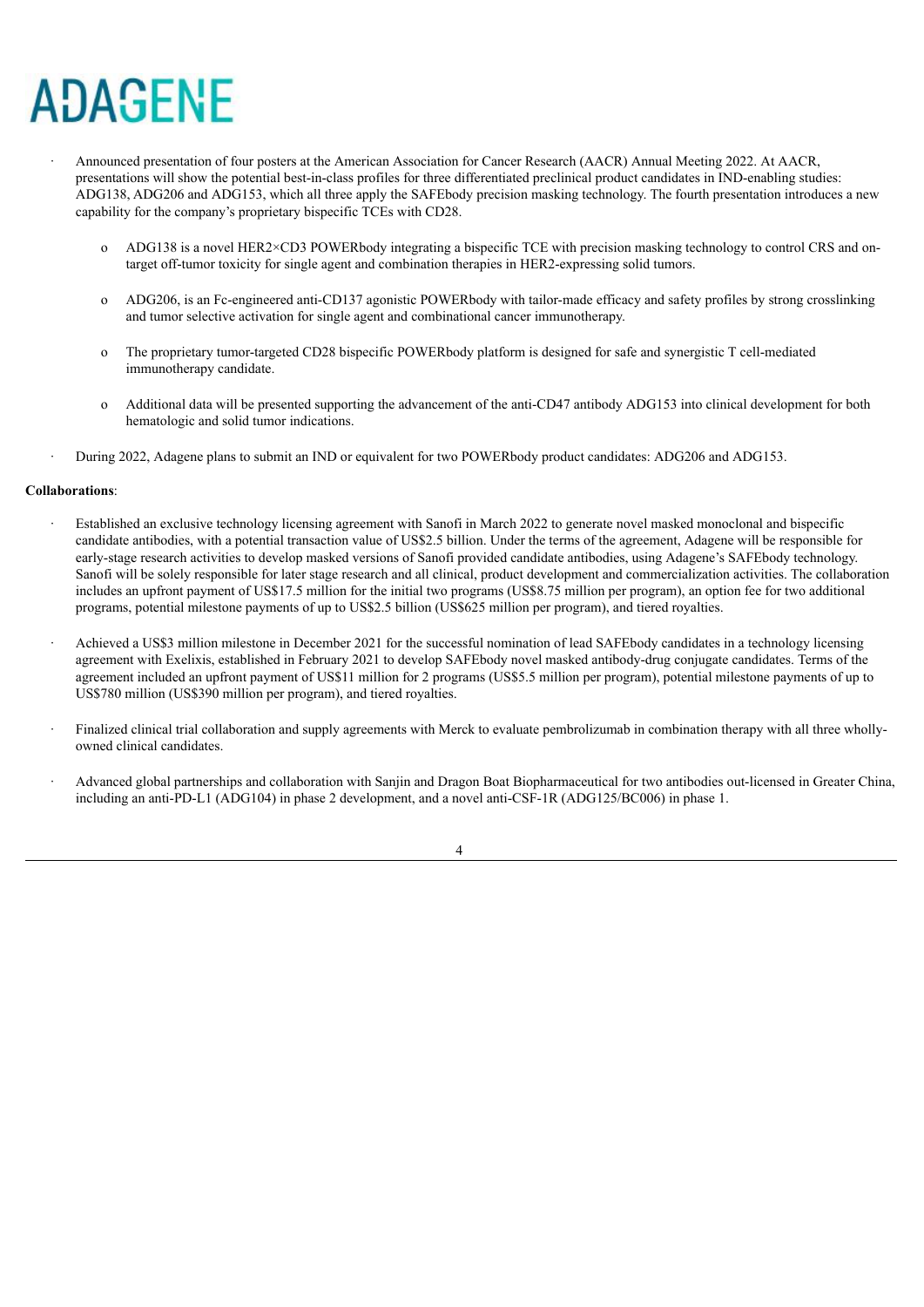- Announced presentation of four posters at the American Association for Cancer Research (AACR) Annual Meeting 2022. At AACR, presentations will show the potential best-in-class profiles for three differentiated preclinical product candidates in IND-enabling studies: ADG138, ADG206 and ADG153, which all three apply the SAFEbody precision masking technology. The fourth presentation introduces a new capability for the company's proprietary bispecific TCEs with CD28.

  - ADG138 is a novel HER2×CD3 POWERbody integrating a bispecific TCE with precision masking technology to control CRS and on-target off-tumor toxicity for single agent and combination therapies in HER2-expressing solid tumors.

  - ADG206, is an Fc-engineered anti-CD137 agonistic POWERbody with tailor-made efficacy and safety profiles by strong crosslinking and tumor selective activation for single agent and combinational cancer immunotherapy.

  - The proprietary tumor-targeted CD28 bispecific POWERbody platform is designed for safe and synergistic T cell-mediated immunotherapy candidate.

  - Additional data will be presented supporting the advancement of the anti-CD47 antibody ADG153 into clinical development for both hematologic and solid tumor indications.

- During 2022, Adagene plans to submit an IND or equivalent for two POWERbody product candidates: ADG206 and ADG153.

**Collaborations**:

- Established an exclusive technology licensing agreement with Sanofi in March 2022 to generate novel masked monoclonal and bispecific candidate antibodies, with a potential transaction value of US$2.5 billion. Under the terms of the agreement, Adagene will be responsible for early-stage research activities to develop masked versions of Sanofi provided candidate antibodies, using Adagene's SAFEbody technology. Sanofi will be solely responsible for later stage research and all clinical, product development and commercialization activities. The collaboration includes an upfront payment of US$17.5 million for the initial two programs (US$8.75 million per program), an option fee for two additional programs, potential milestone payments of up to US$2.5 billion (US$625 million per program), and tiered royalties.

- Achieved a US$3 million milestone in December 2021 for the successful nomination of lead SAFEbody candidates in a technology licensing agreement with Exelixis, established in February 2021 to develop SAFEbody novel masked antibody-drug conjugate candidates. Terms of the agreement included an upfront payment of US$11 million for 2 programs (US$5.5 million per program), potential milestone payments of up to US$780 million (US$390 million per program), and tiered royalties.

- Finalized clinical trial collaboration and supply agreements with Merck to evaluate pembrolizumab in combination therapy with all three wholly-owned clinical candidates.

- Advanced global partnerships and collaboration with Sanjin and Dragon Boat Biopharmaceutical for two antibodies out-licensed in Greater China, including an anti-PD-L1 (ADG104) in phase 2 development, and a novel anti-CSF-1R (ADG125/BC006) in phase 1.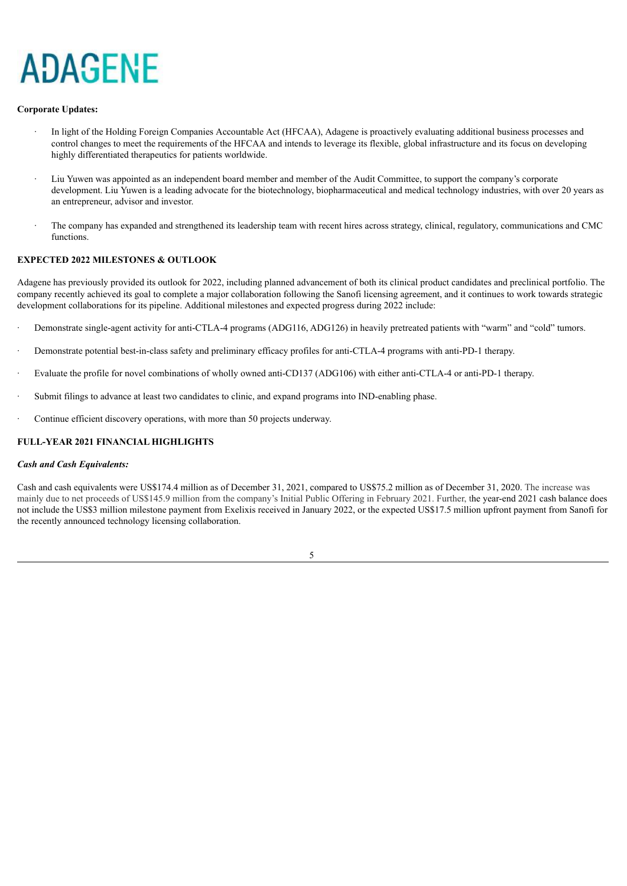ADAGENE

**Corporate Updates:**

- In light of the Holding Foreign Companies Accountable Act (HFCAA), Adagene is proactively evaluating additional business processes and control changes to meet the requirements of the HFCAA and intends to leverage its flexible, global infrastructure and its focus on developing highly differentiated therapeutics for patients worldwide.
- Liu Yuwen was appointed as an independent board member and member of the Audit Committee, to support the company's corporate development. Liu Yuwen is a leading advocate for the biotechnology, biopharmaceutical and medical technology industries, with over 20 years as an entrepreneur, advisor and investor.
- The company has expanded and strengthened its leadership team with recent hires across strategy, clinical, regulatory, communications and CMC functions.

**EXPECTED 2022 MILESTONES & OUTLOOK**

Adagene has previously provided its outlook for 2022, including planned advancement of both its clinical product candidates and preclinical portfolio. The company recently achieved its goal to complete a major collaboration following the Sanofi licensing agreement, and it continues to work towards strategic development collaborations for its pipeline. Additional milestones and expected progress during 2022 include:

- Demonstrate single-agent activity for anti-CTLA-4 programs (ADG116, ADG126) in heavily pretreated patients with "warm" and "cold" tumors.
- Demonstrate potential best-in-class safety and preliminary efficacy profiles for anti-CTLA-4 programs with anti-PD-1 therapy.
- Evaluate the profile for novel combinations of wholly owned anti-CD137 (ADG106) with either anti-CTLA-4 or anti-PD-1 therapy.
- Submit filings to advance at least two candidates to clinic, and expand programs into IND-enabling phase.
- Continue efficient discovery operations, with more than 50 projects underway.

**FULL-YEAR 2021 FINANCIAL HIGHLIGHTS**

***Cash and Cash Equivalents:***

Cash and cash equivalents were US$174.4 million as of December 31, 2021, compared to US$75.2 million as of December 31, 2020. The increase was mainly due to net proceeds of US$145.9 million from the company's Initial Public Offering in February 2021. Further, the year-end 2021 cash balance does not include the US$3 million milestone payment from Exelixis received in January 2022, or the expected US$17.5 million upfront payment from Sanofi for the recently announced technology licensing collaboration.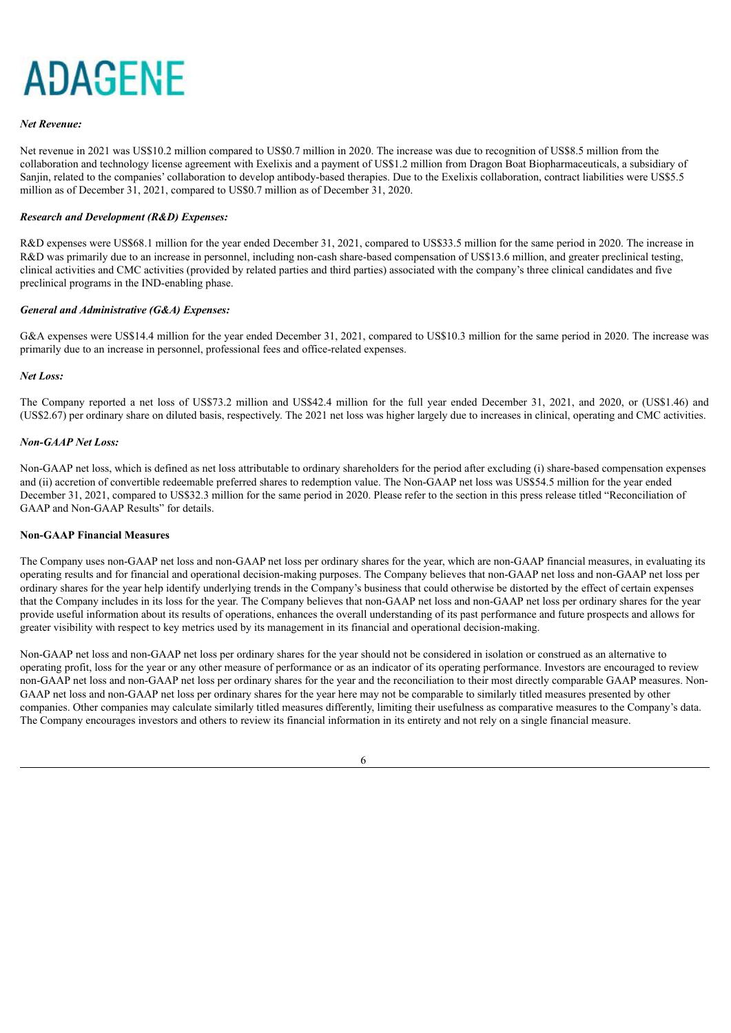***Net Revenue:***

Net revenue in 2021 was US$10.2 million compared to US$0.7 million in 2020. The increase was due to recognition of US$8.5 million from the collaboration and technology license agreement with Exelixis and a payment of US$1.2 million from Dragon Boat Biopharmaceuticals, a subsidiary of Sanjin, related to the companies' collaboration to develop antibody-based therapies. Due to the Exelixis collaboration, contract liabilities were US$5.5 million as of December 31, 2021, compared to US$0.7 million as of December 31, 2020.

***Research and Development (R&D) Expenses:***

R&D expenses were US$68.1 million for the year ended December 31, 2021, compared to US$33.5 million for the same period in 2020. The increase in R&D was primarily due to an increase in personnel, including non-cash share-based compensation of US$13.6 million, and greater preclinical testing, clinical activities and CMC activities (provided by related parties and third parties) associated with the company's three clinical candidates and five preclinical programs in the IND-enabling phase.

***General and Administrative (G&A) Expenses:***

G&A expenses were US$14.4 million for the year ended December 31, 2021, compared to US$10.3 million for the same period in 2020. The increase was primarily due to an increase in personnel, professional fees and office-related expenses.

***Net Loss:***

The Company reported a net loss of US$73.2 million and US$42.4 million for the full year ended December 31, 2021, and 2020, or (US$1.46) and (US$2.67) per ordinary share on diluted basis, respectively. The 2021 net loss was higher largely due to increases in clinical, operating and CMC activities.

***Non-GAAP Net Loss:***

Non-GAAP net loss, which is defined as net loss attributable to ordinary shareholders for the period after excluding (i) share-based compensation expenses and (ii) accretion of convertible redeemable preferred shares to redemption value. The Non-GAAP net loss was US$54.5 million for the year ended December 31, 2021, compared to US$32.3 million for the same period in 2020. Please refer to the section in this press release titled "Reconciliation of GAAP and Non-GAAP Results" for details.

**Non-GAAP Financial Measures**

The Company uses non-GAAP net loss and non-GAAP net loss per ordinary shares for the year, which are non-GAAP financial measures, in evaluating its operating results and for financial and operational decision-making purposes. The Company believes that non-GAAP net loss and non-GAAP net loss per ordinary shares for the year help identify underlying trends in the Company's business that could otherwise be distorted by the effect of certain expenses that the Company includes in its loss for the year. The Company believes that non-GAAP net loss and non-GAAP net loss per ordinary shares for the year provide useful information about its results of operations, enhances the overall understanding of its past performance and future prospects and allows for greater visibility with respect to key metrics used by its management in its financial and operational decision-making.

Non-GAAP net loss and non-GAAP net loss per ordinary shares for the year should not be considered in isolation or construed as an alternative to operating profit, loss for the year or any other measure of performance or as an indicator of its operating performance. Investors are encouraged to review non-GAAP net loss and non-GAAP net loss per ordinary shares for the year and the reconciliation to their most directly comparable GAAP measures. Non-GAAP net loss and non-GAAP net loss per ordinary shares for the year here may not be comparable to similarly titled measures presented by other companies. Other companies may calculate similarly titled measures differently, limiting their usefulness as comparative measures to the Company's data. The Company encourages investors and others to review its financial information in its entirety and not rely on a single financial measure.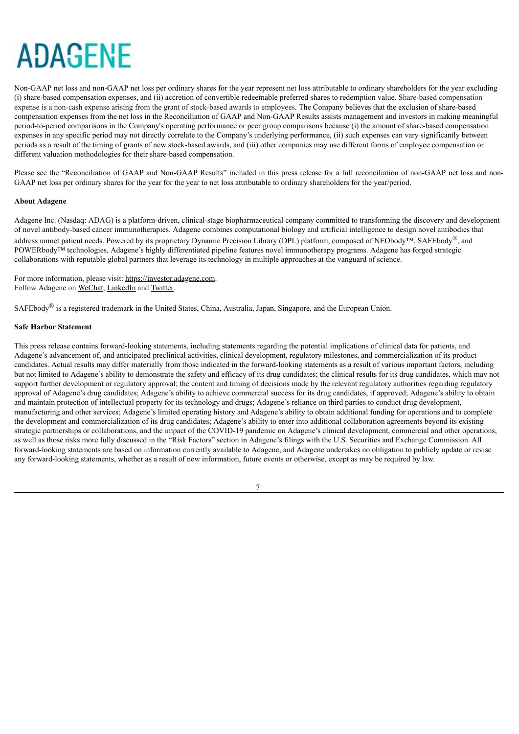Non-GAAP net loss and non-GAAP net loss per ordinary shares for the year represent net loss attributable to ordinary shareholders for the year excluding (i) share-based compensation expenses, and (ii) accretion of convertible redeemable preferred shares to redemption value. Share-based compensation expense is a non-cash expense arising from the grant of stock-based awards to employees. The Company believes that the exclusion of share-based compensation expenses from the net loss in the Reconciliation of GAAP and Non-GAAP Results assists management and investors in making meaningful period-to-period comparisons in the Company's operating performance or peer group comparisons because (i) the amount of share-based compensation expenses in any specific period may not directly correlate to the Company's underlying performance, (ii) such expenses can vary significantly between periods as a result of the timing of grants of new stock-based awards, and (iii) other companies may use different forms of employee compensation or different valuation methodologies for their share-based compensation.

Please see the "Reconciliation of GAAP and Non-GAAP Results" included in this press release for a full reconciliation of non-GAAP net loss and non-GAAP net loss per ordinary shares for the year for the year to net loss attributable to ordinary shareholders for the year/period.

**About Adagene**

Adagene Inc. (Nasdaq: ADAG) is a platform-driven, clinical-stage biopharmaceutical company committed to transforming the discovery and development of novel antibody-based cancer immunotherapies. Adagene combines computational biology and artificial intelligence to design novel antibodies that address unmet patient needs. Powered by its proprietary Dynamic Precision Library (DPL) platform, composed of NEObody™, SAFEbody®, and POWERbody™ technologies, Adagene's highly differentiated pipeline features novel immunotherapy programs. Adagene has forged strategic collaborations with reputable global partners that leverage its technology in multiple approaches at the vanguard of science.

For more information, please visit: https://investor.adagene.com.
Follow Adagene on WeChat, LinkedIn and Twitter.

SAFEbody® is a registered trademark in the United States, China, Australia, Japan, Singapore, and the European Union.

**Safe Harbor Statement**

This press release contains forward-looking statements, including statements regarding the potential implications of clinical data for patients, and Adagene's advancement of, and anticipated preclinical activities, clinical development, regulatory milestones, and commercialization of its product candidates. Actual results may differ materially from those indicated in the forward-looking statements as a result of various important factors, including but not limited to Adagene's ability to demonstrate the safety and efficacy of its drug candidates; the clinical results for its drug candidates, which may not support further development or regulatory approval; the content and timing of decisions made by the relevant regulatory authorities regarding regulatory approval of Adagene's drug candidates; Adagene's ability to achieve commercial success for its drug candidates, if approved; Adagene's ability to obtain and maintain protection of intellectual property for its technology and drugs; Adagene's reliance on third parties to conduct drug development, manufacturing and other services; Adagene's limited operating history and Adagene's ability to obtain additional funding for operations and to complete the development and commercialization of its drug candidates; Adagene's ability to enter into additional collaboration agreements beyond its existing strategic partnerships or collaborations, and the impact of the COVID-19 pandemic on Adagene's clinical development, commercial and other operations, as well as those risks more fully discussed in the "Risk Factors" section in Adagene's filings with the U.S. Securities and Exchange Commission. All forward-looking statements are based on information currently available to Adagene, and Adagene undertakes no obligation to publicly update or revise any forward-looking statements, whether as a result of new information, future events or otherwise, except as may be required by law.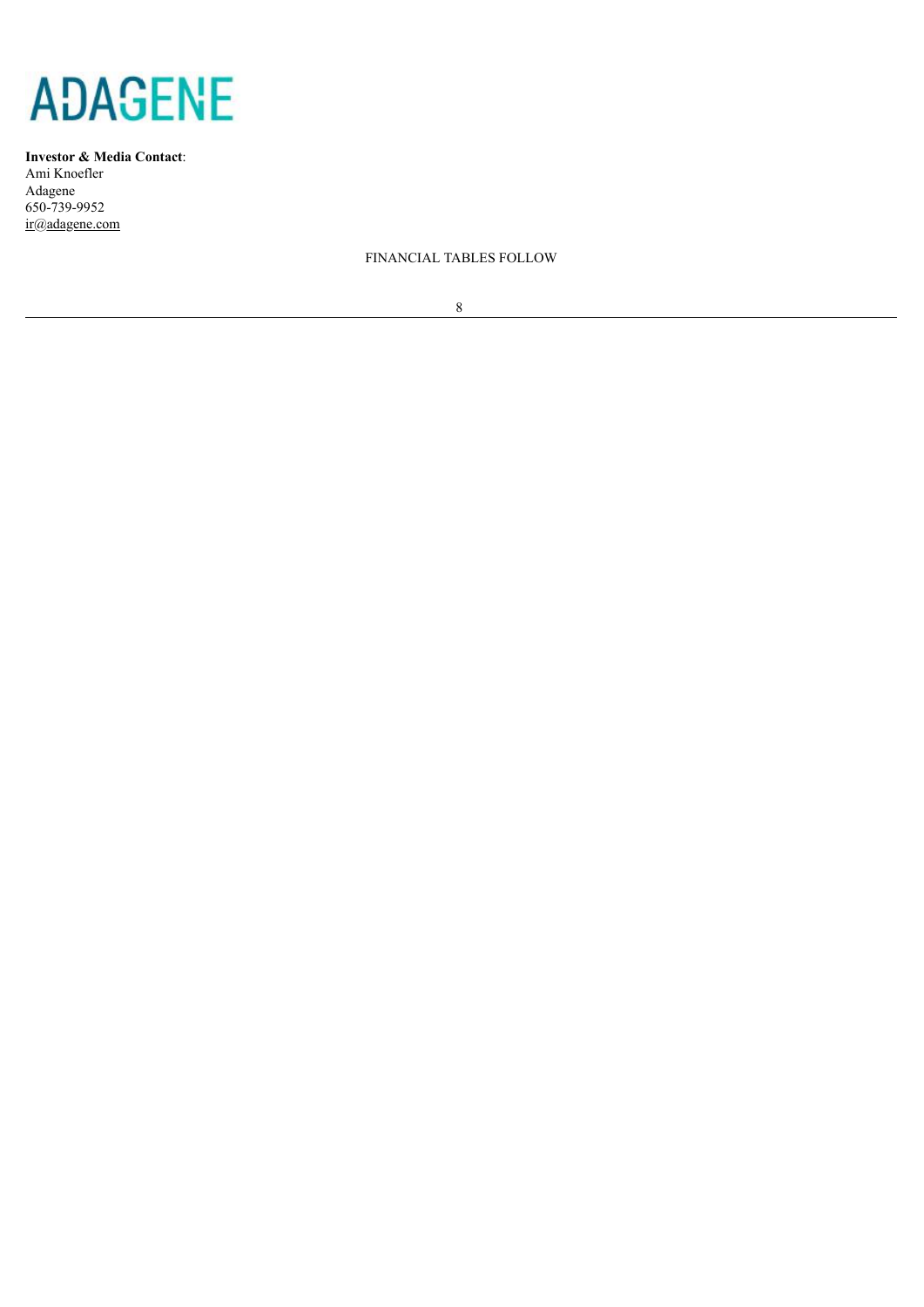ADAGENE

**Investor & Media Contact**:
Ami Knoefler
Adagene
650-739-9952
ir@adagene.com

FINANCIAL TABLES FOLLOW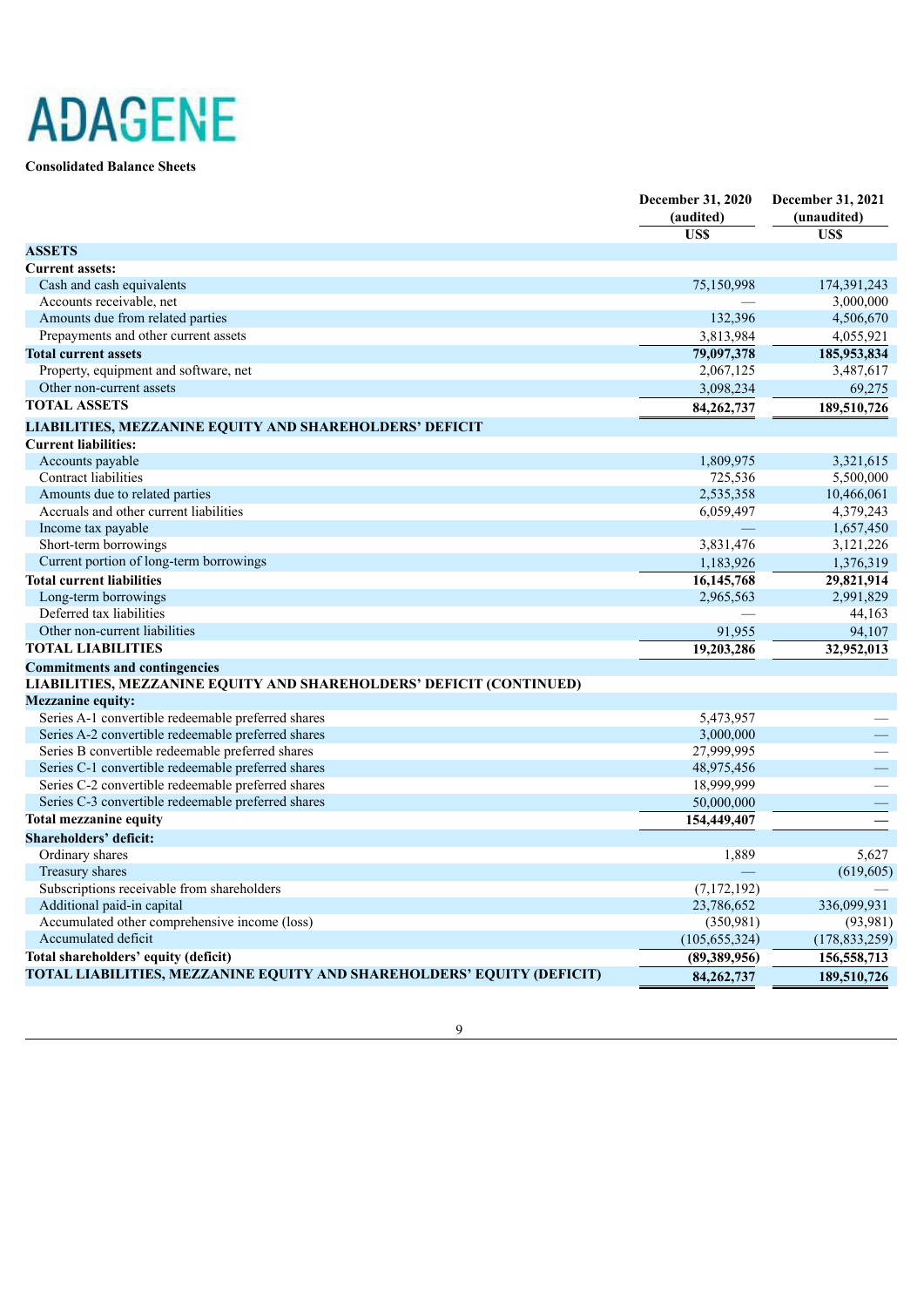ADAGENE

**Consolidated Balance Sheets**

| | December 31, 2020 (audited) | December 31, 2021 (unaudited) |
|---|---|---|
| | US$ | US$ |
| **ASSETS** | | |
| **Current assets:** | | |
| Cash and cash equivalents | 75,150,998 | 174,391,243 |
| Accounts receivable, net | — | 3,000,000 |
| Amounts due from related parties | 132,396 | 4,506,670 |
| Prepayments and other current assets | 3,813,984 | 4,055,921 |
| **Total current assets** | **79,097,378** | **185,953,834** |
| Property, equipment and software, net | 2,067,125 | 3,487,617 |
| Other non-current assets | 3,098,234 | 69,275 |
| **TOTAL ASSETS** | **84,262,737** | **189,510,726** |
| **LIABILITIES, MEZZANINE EQUITY AND SHAREHOLDERS' DEFICIT** | | |
| **Current liabilities:** | | |
| Accounts payable | 1,809,975 | 3,321,615 |
| Contract liabilities | 725,536 | 5,500,000 |
| Amounts due to related parties | 2,535,358 | 10,466,061 |
| Accruals and other current liabilities | 6,059,497 | 4,379,243 |
| Income tax payable | — | 1,657,450 |
| Short-term borrowings | 3,831,476 | 3,121,226 |
| Current portion of long-term borrowings | 1,183,926 | 1,376,319 |
| **Total current liabilities** | **16,145,768** | **29,821,914** |
| Long-term borrowings | 2,965,563 | 2,991,829 |
| Deferred tax liabilities | — | 44,163 |
| Other non-current liabilities | 91,955 | 94,107 |
| **TOTAL LIABILITIES** | **19,203,286** | **32,952,013** |
| **Commitments and contingencies** | | |
| **LIABILITIES, MEZZANINE EQUITY AND SHAREHOLDERS' DEFICIT (CONTINUED)** | | |
| **Mezzanine equity:** | | |
| Series A-1 convertible redeemable preferred shares | 5,473,957 | — |
| Series A-2 convertible redeemable preferred shares | 3,000,000 | — |
| Series B convertible redeemable preferred shares | 27,999,995 | — |
| Series C-1 convertible redeemable preferred shares | 48,975,456 | — |
| Series C-2 convertible redeemable preferred shares | 18,999,999 | — |
| Series C-3 convertible redeemable preferred shares | 50,000,000 | — |
| **Total mezzanine equity** | **154,449,407** | **—** |
| **Shareholders' deficit:** | | |
| Ordinary shares | 1,889 | 5,627 |
| Treasury shares | — | (619,605) |
| Subscriptions receivable from shareholders | (7,172,192) | — |
| Additional paid-in capital | 23,786,652 | 336,099,931 |
| Accumulated other comprehensive income (loss) | (350,981) | (93,981) |
| Accumulated deficit | (105,655,324) | (178,833,259) |
| **Total shareholders' equity (deficit)** | **(89,389,956)** | **156,558,713** |
| **TOTAL LIABILITIES, MEZZANINE EQUITY AND SHAREHOLDERS' EQUITY (DEFICIT)** | **84,262,737** | **189,510,726** |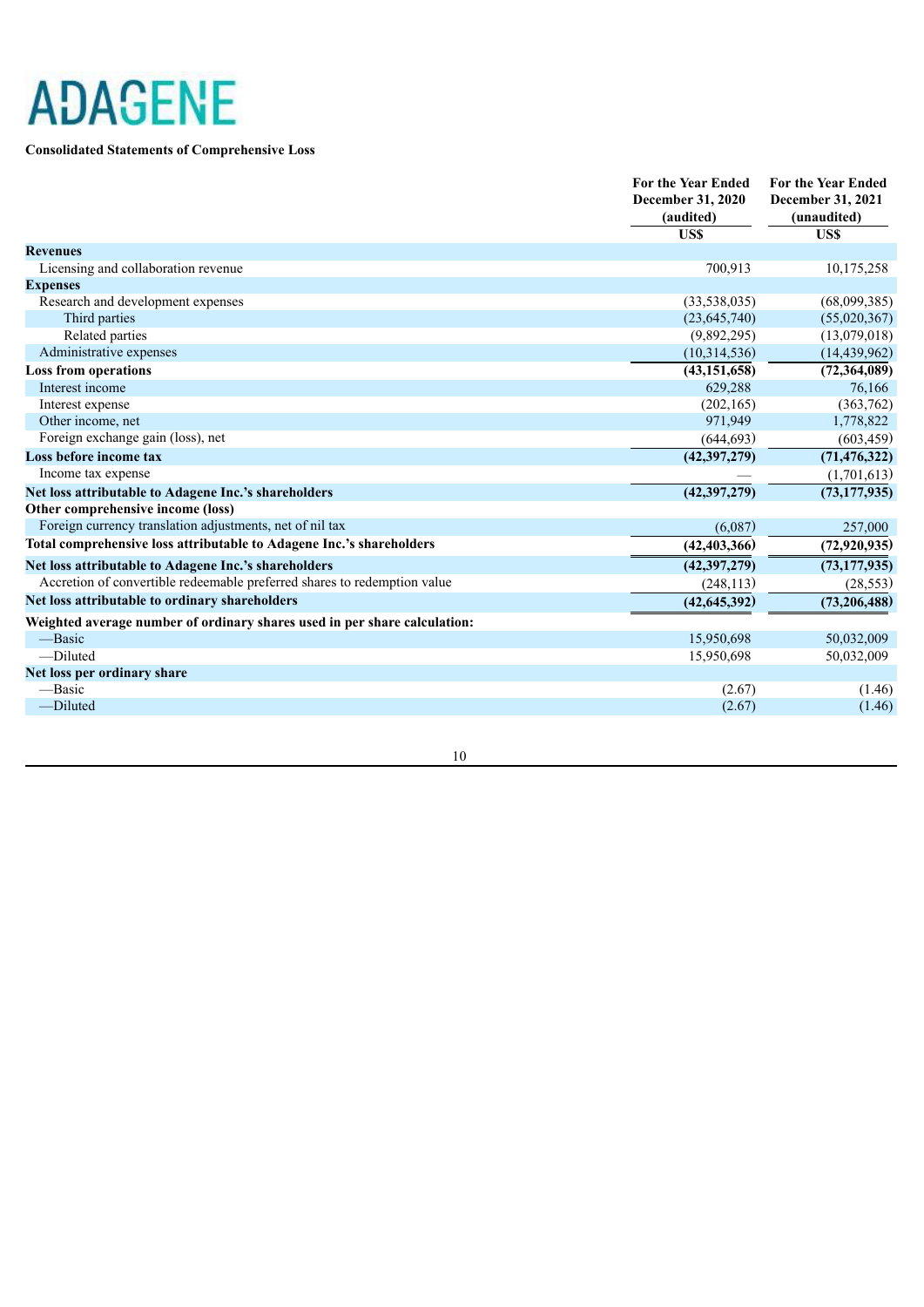ADAGENE

**Consolidated Statements of Comprehensive Loss**

| | For the Year Ended December 31, 2020 (audited) | For the Year Ended December 31, 2021 (unaudited) |
|---|---|---|
| | US$ | US$ |
| **Revenues** | | |
| Licensing and collaboration revenue | 700,913 | 10,175,258 |
| **Expenses** | | |
| Research and development expenses | (33,538,035) | (68,099,385) |
| Third parties | (23,645,740) | (55,020,367) |
| Related parties | (9,892,295) | (13,079,018) |
| Administrative expenses | (10,314,536) | (14,439,962) |
| **Loss from operations** | **(43,151,658)** | **(72,364,089)** |
| Interest income | 629,288 | 76,166 |
| Interest expense | (202,165) | (363,762) |
| Other income, net | 971,949 | 1,778,822 |
| Foreign exchange gain (loss), net | (644,693) | (603,459) |
| **Loss before income tax** | **(42,397,279)** | **(71,476,322)** |
| Income tax expense | — | (1,701,613) |
| **Net loss attributable to Adagene Inc.'s shareholders** | **(42,397,279)** | **(73,177,935)** |
| **Other comprehensive income (loss)** | | |
| Foreign currency translation adjustments, net of nil tax | (6,087) | 257,000 |
| **Total comprehensive loss attributable to Adagene Inc.'s shareholders** | **(42,403,366)** | **(72,920,935)** |
| **Net loss attributable to Adagene Inc.'s shareholders** | **(42,397,279)** | **(73,177,935)** |
| Accretion of convertible redeemable preferred shares to redemption value | (248,113) | (28,553) |
| **Net loss attributable to ordinary shareholders** | **(42,645,392)** | **(73,206,488)** |
| **Weighted average number of ordinary shares used in per share calculation:** | | |
| —Basic | 15,950,698 | 50,032,009 |
| —Diluted | 15,950,698 | 50,032,009 |
| **Net loss per ordinary share** | | |
| —Basic | (2.67) | (1.46) |
| —Diluted | (2.67) | (1.46) |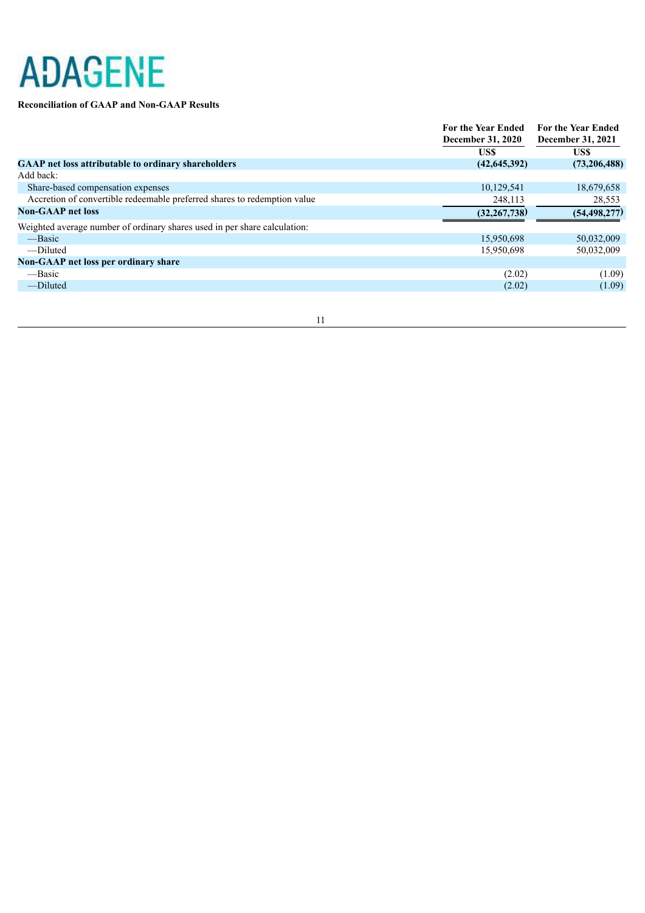ADAGENE

**Reconciliation of GAAP and Non-GAAP Results**

| | For the Year Ended December 31, 2020 | For the Year Ended December 31, 2021 |
|---|---|---|
| | US$ | US$ |
| **GAAP net loss attributable to ordinary shareholders** | **(42,645,392)** | **(73,206,488)** |
| Add back: | | |
| Share-based compensation expenses | 10,129,541 | 18,679,658 |
| Accretion of convertible redeemable preferred shares to redemption value | 248,113 | 28,553 |
| **Non-GAAP net loss** | **(32,267,738)** | **(54,498,277)** |
| Weighted average number of ordinary shares used in per share calculation: | | |
| —Basic | 15,950,698 | 50,032,009 |
| —Diluted | 15,950,698 | 50,032,009 |
| **Non-GAAP net loss per ordinary share** | | |
| —Basic | (2.02) | (1.09) |
| —Diluted | (2.02) | (1.09) |